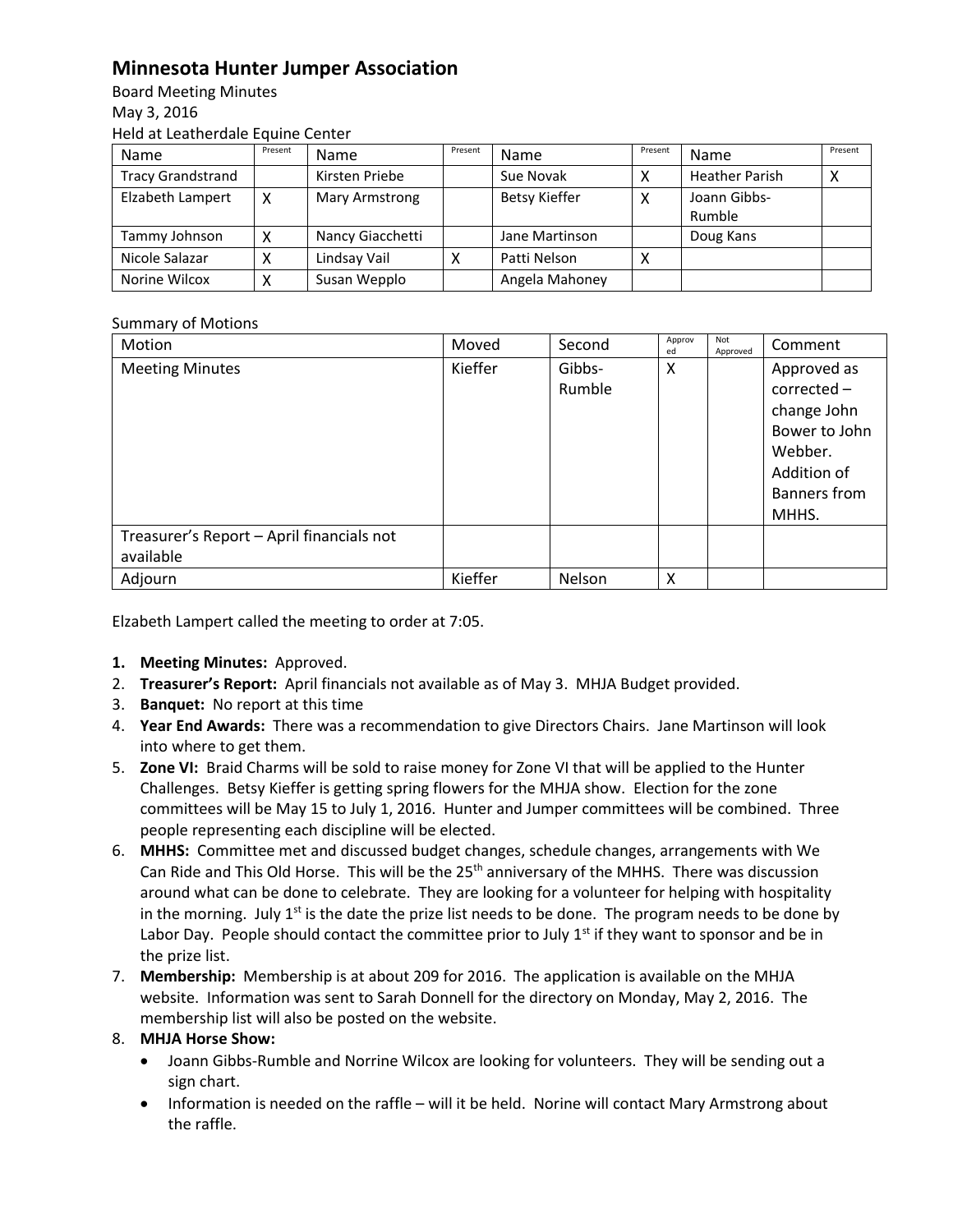# Minnesota Hunter Jumper Association

Board Meeting Minutes
May 3, 2016
Held at Leatherdale Equine Center

| Name | Present | Name | Present | Name | Present | Name | Present |
|---|---|---|---|---|---|---|---|
| Tracy Grandstrand | | Kirsten Priebe | | Sue Novak | X | Heather Parish | X |
| Elzabeth Lampert | X | Mary Armstrong | | Betsy Kieffer | X | Joann Gibbs-Rumble | |
| Tammy Johnson | X | Nancy Giacchetti | | Jane Martinson | | Doug Kans | |
| Nicole Salazar | X | Lindsay Vail | X | Patti Nelson | X | | |
| Norine Wilcox | X | Susan Wepplo | | Angela Mahoney | | | |

Summary of Motions

| Motion | Moved | Second | Approved | Not Approved | Comment |
|---|---|---|---|---|---|
| Meeting Minutes | Kieffer | Gibbs-Rumble | X | | Approved as corrected – change John Bower to John Webber. Addition of Banners from MHHS. |
| Treasurer's Report – April financials not available | | | | | |
| Adjourn | Kieffer | Nelson | X | | |

Elzabeth Lampert called the meeting to order at 7:05.

1. **Meeting Minutes:** Approved.
2. **Treasurer's Report:** April financials not available as of May 3. MHJA Budget provided.
3. **Banquet:** No report at this time
4. **Year End Awards:** There was a recommendation to give Directors Chairs. Jane Martinson will look into where to get them.
5. **Zone VI:** Braid Charms will be sold to raise money for Zone VI that will be applied to the Hunter Challenges. Betsy Kieffer is getting spring flowers for the MHJA show. Election for the zone committees will be May 15 to July 1, 2016. Hunter and Jumper committees will be combined. Three people representing each discipline will be elected.
6. **MHHS:** Committee met and discussed budget changes, schedule changes, arrangements with We Can Ride and This Old Horse. This will be the 25th anniversary of the MHHS. There was discussion around what can be done to celebrate. They are looking for a volunteer for helping with hospitality in the morning. July 1st is the date the prize list needs to be done. The program needs to be done by Labor Day. People should contact the committee prior to July 1st if they want to sponsor and be in the prize list.
7. **Membership:** Membership is at about 209 for 2016. The application is available on the MHJA website. Information was sent to Sarah Donnell for the directory on Monday, May 2, 2016. The membership list will also be posted on the website.
8. **MHJA Horse Show:**
   - Joann Gibbs-Rumble and Norrine Wilcox are looking for volunteers. They will be sending out a sign chart.
   - Information is needed on the raffle – will it be held. Norine will contact Mary Armstrong about the raffle.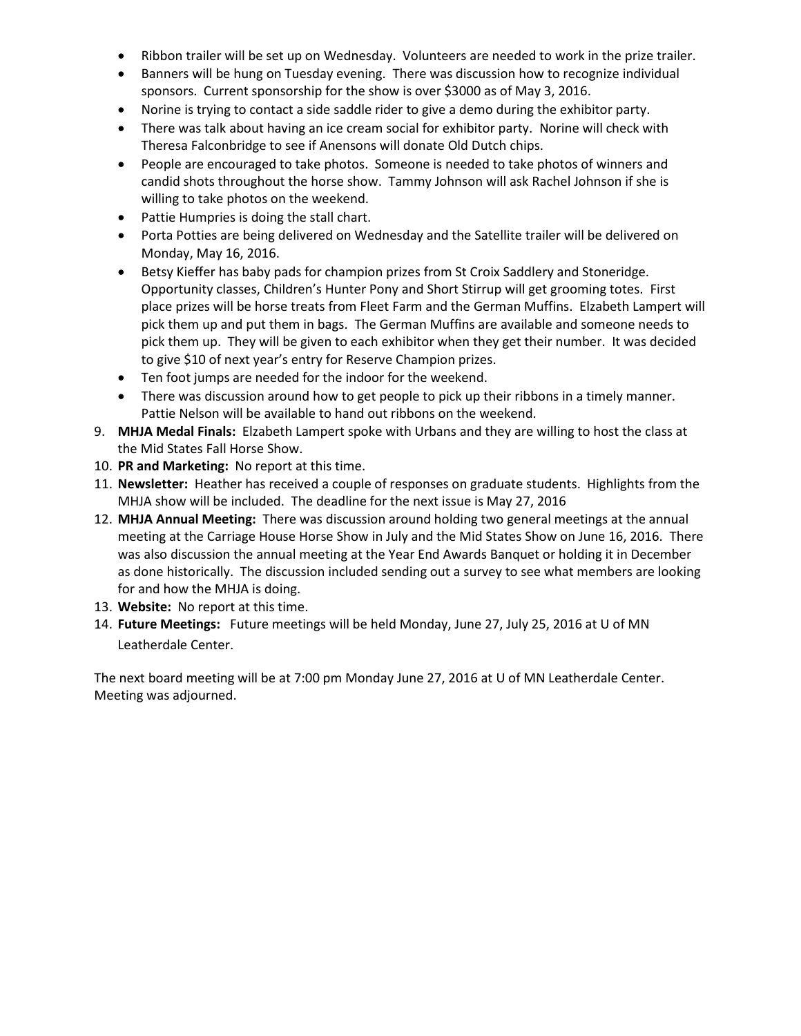- Ribbon trailer will be set up on Wednesday. Volunteers are needed to work in the prize trailer.
- Banners will be hung on Tuesday evening. There was discussion how to recognize individual sponsors. Current sponsorship for the show is over $3000 as of May 3, 2016.
- Norine is trying to contact a side saddle rider to give a demo during the exhibitor party.
- There was talk about having an ice cream social for exhibitor party. Norine will check with Theresa Falconbridge to see if Anensons will donate Old Dutch chips.
- People are encouraged to take photos. Someone is needed to take photos of winners and candid shots throughout the horse show. Tammy Johnson will ask Rachel Johnson if she is willing to take photos on the weekend.
- Pattie Humpries is doing the stall chart.
- Porta Potties are being delivered on Wednesday and the Satellite trailer will be delivered on Monday, May 16, 2016.
- Betsy Kieffer has baby pads for champion prizes from St Croix Saddlery and Stoneridge. Opportunity classes, Children's Hunter Pony and Short Stirrup will get grooming totes. First place prizes will be horse treats from Fleet Farm and the German Muffins. Elzabeth Lampert will pick them up and put them in bags. The German Muffins are available and someone needs to pick them up. They will be given to each exhibitor when they get their number. It was decided to give $10 of next year's entry for Reserve Champion prizes.
- Ten foot jumps are needed for the indoor for the weekend.
- There was discussion around how to get people to pick up their ribbons in a timely manner. Pattie Nelson will be available to hand out ribbons on the weekend.

9. **MHJA Medal Finals:** Elzabeth Lampert spoke with Urbans and they are willing to host the class at the Mid States Fall Horse Show.
10. **PR and Marketing:** No report at this time.
11. **Newsletter:** Heather has received a couple of responses on graduate students. Highlights from the MHJA show will be included. The deadline for the next issue is May 27, 2016
12. **MHJA Annual Meeting:** There was discussion around holding two general meetings at the annual meeting at the Carriage House Horse Show in July and the Mid States Show on June 16, 2016. There was also discussion the annual meeting at the Year End Awards Banquet or holding it in December as done historically. The discussion included sending out a survey to see what members are looking for and how the MHJA is doing.
13. **Website:** No report at this time.
14. **Future Meetings:** Future meetings will be held Monday, June 27, July 25, 2016 at U of MN Leatherdale Center.

The next board meeting will be at 7:00 pm Monday June 27, 2016 at U of MN Leatherdale Center. Meeting was adjourned.